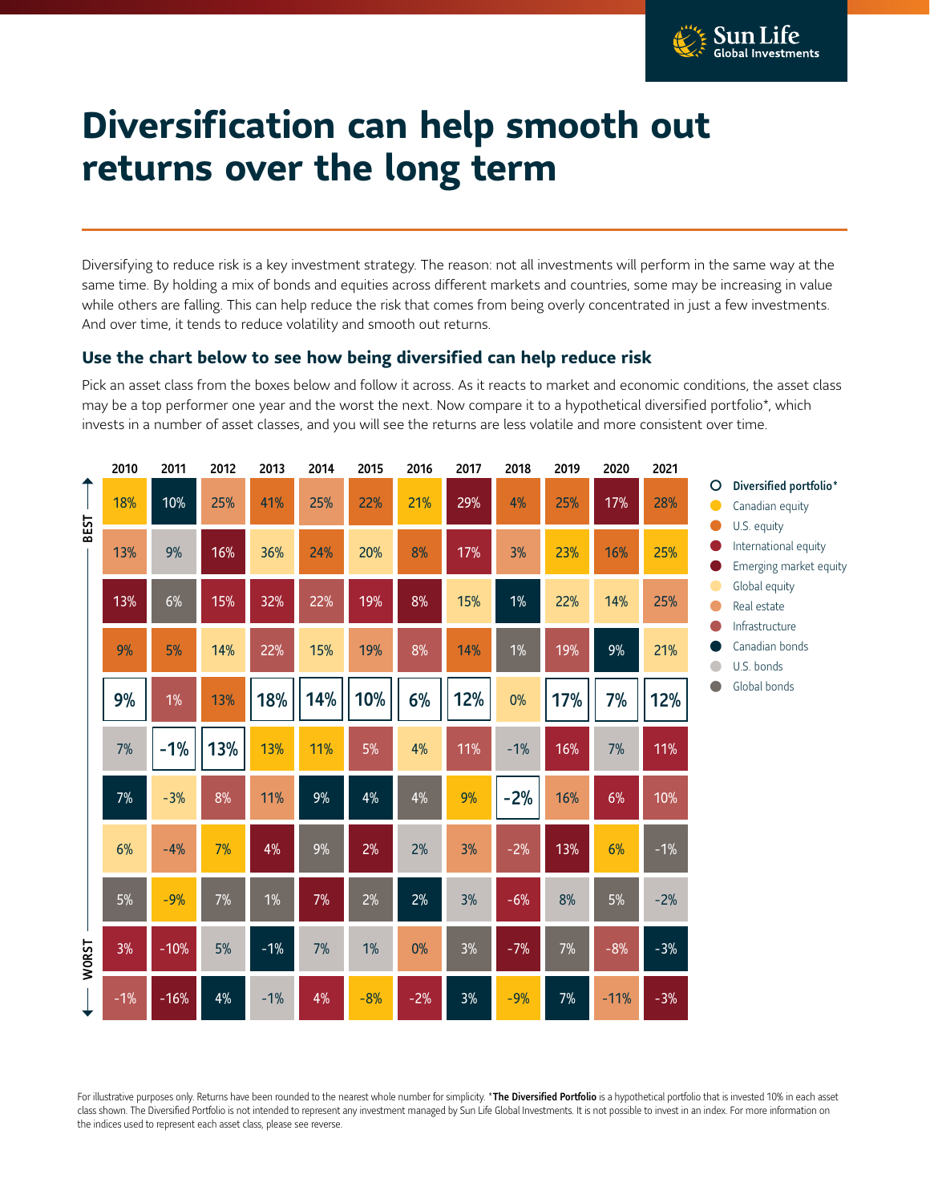# Diversification can help smooth out returns over the long term

Diversifying to reduce risk is a key investment strategy. The reason: not all investments will perform in the same way at the same time. By holding a mix of bonds and equities across different markets and countries, some may be increasing in value while others are falling. This can help reduce the risk that comes from being overly concentrated in just a few investments. And over time, it tends to reduce volatility and smooth out returns.

## Use the chart below to see how being diversified can help reduce risk

Pick an asset class from the boxes below and follow it across. As it reacts to market and economic conditions, the asset class may be a top performer one year and the worst the next. Now compare it to a hypothetical diversified portfolio*, which invests in a number of asset classes, and you will see the returns are less volatile and more consistent over time.

| | 2010 | 2011 | 2012 | 2013 | 2014 | 2015 | 2016 | 2017 | 2018 | 2019 | 2020 | 2021 |
|---|---|---|---|---|---|---|---|---|---|---|---|---|
| BEST | 18% | 10% | 25% | 41% | 25% | 22% | 21% | 29% | 4% | 25% | 17% | 28% |
| | 13% | 9% | 16% | 36% | 24% | 20% | 8% | 17% | 3% | 23% | 16% | 25% |
| | 13% | 6% | 15% | 32% | 22% | 19% | 8% | 15% | 1% | 22% | 14% | 25% |
| | 9% | 5% | 14% | 22% | 15% | 19% | 8% | 14% | 1% | 19% | 9% | 21% |
| | **9%** | 1% | 13% | **18%** | **14%** | **10%** | **6%** | **12%** | 0% | **17%** | **7%** | **12%** |
| | 7% | **-1%** | **13%** | 13% | 11% | 5% | 4% | 11% | -1% | 16% | 7% | 11% |
| | 7% | -3% | 8% | 11% | 9% | 4% | 4% | 9% | **-2%** | 16% | 6% | 10% |
| | 6% | -4% | 7% | 4% | 9% | 2% | 2% | 3% | -2% | 13% | 6% | -1% |
| | 5% | -9% | 7% | 1% | 7% | 2% | 2% | 3% | -6% | 8% | 5% | -2% |
| | 3% | -10% | 5% | -1% | 7% | 1% | 0% | 3% | -7% | 7% | -8% | -3% |
| WORST | -1% | -16% | 4% | -1% | 4% | -8% | -2% | 3% | -9% | 7% | -11% | -3% |

- **Diversified portfolio***
- Canadian equity
- U.S. equity
- International equity
- Emerging market equity
- Global equity
- Real estate
- Infrastructure
- Canadian bonds
- U.S. bonds
- Global bonds

For illustrative purposes only. Returns have been rounded to the nearest whole number for simplicity. ***The Diversified Portfolio** is a hypothetical portfolio that is invested 10% in each asset class shown. The Diversified Portfolio is not intended to represent any investment managed by Sun Life Global Investments. It is not possible to invest in an index. For more information on the indices used to represent each asset class, please see reverse.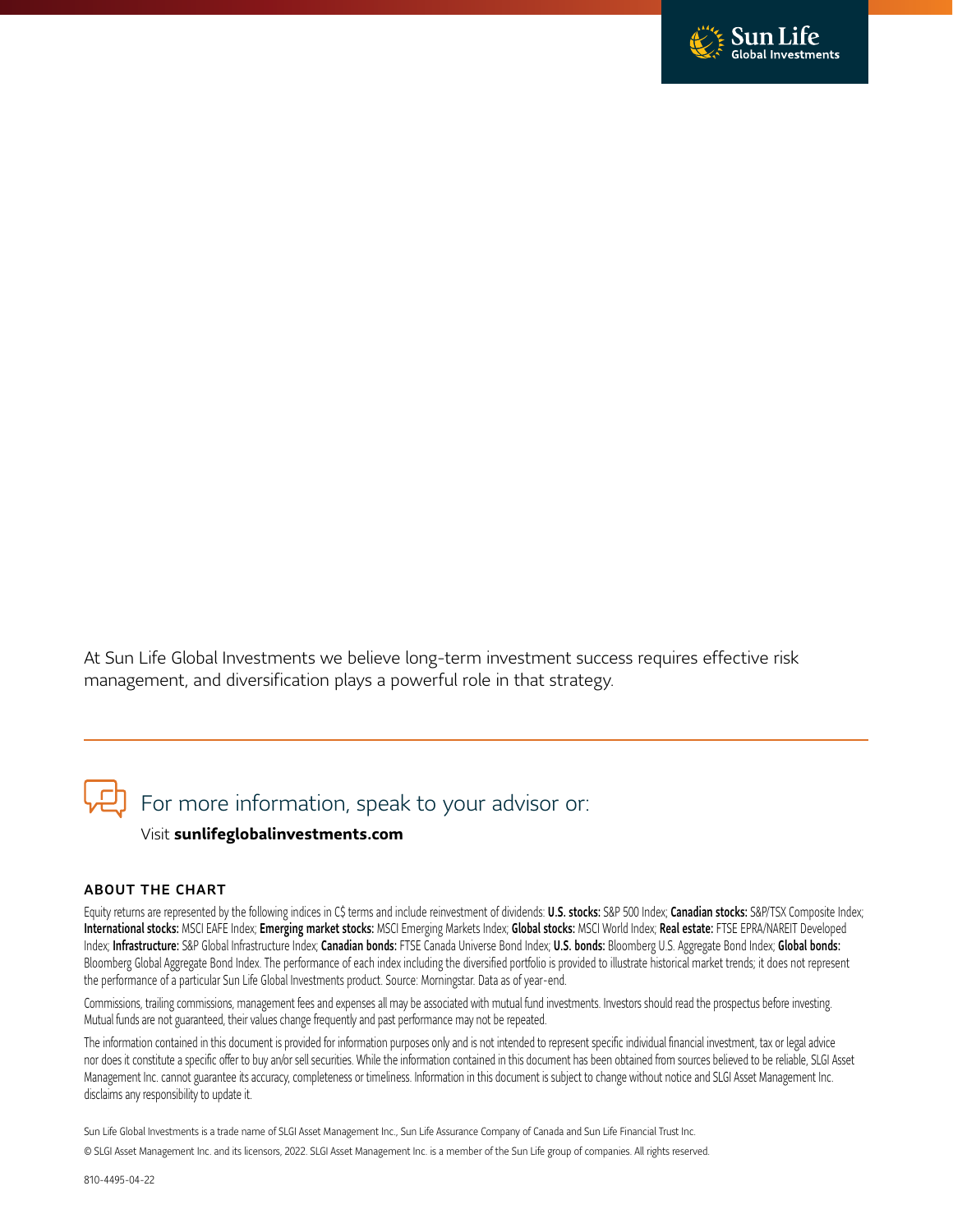At Sun Life Global Investments we believe long-term investment success requires effective risk management, and diversification plays a powerful role in that strategy.

For more information, speak to your advisor or:

Visit **sunlifeglobalinvestments.com**

### ABOUT THE CHART

Equity returns are represented by the following indices in C$ terms and include reinvestment of dividends: **U.S. stocks:** S&P 500 Index; **Canadian stocks:** S&P/TSX Composite Index; **International stocks:** MSCI EAFE Index; **Emerging market stocks:** MSCI Emerging Markets Index; **Global stocks:** MSCI World Index; **Real estate:** FTSE EPRA/NAREIT Developed Index; **Infrastructure:** S&P Global Infrastructure Index; **Canadian bonds:** FTSE Canada Universe Bond Index; **U.S. bonds:** Bloomberg U.S. Aggregate Bond Index; **Global bonds:** Bloomberg Global Aggregate Bond Index. The performance of each index including the diversified portfolio is provided to illustrate historical market trends; it does not represent the performance of a particular Sun Life Global Investments product. Source: Morningstar. Data as of year-end.

Commissions, trailing commissions, management fees and expenses all may be associated with mutual fund investments. Investors should read the prospectus before investing. Mutual funds are not guaranteed, their values change frequently and past performance may not be repeated.

The information contained in this document is provided for information purposes only and is not intended to represent specific individual financial investment, tax or legal advice nor does it constitute a specific offer to buy an/or sell securities. While the information contained in this document has been obtained from sources believed to be reliable, SLGI Asset Management Inc. cannot guarantee its accuracy, completeness or timeliness. Information in this document is subject to change without notice and SLGI Asset Management Inc. disclaims any responsibility to update it.

Sun Life Global Investments is a trade name of SLGI Asset Management Inc., Sun Life Assurance Company of Canada and Sun Life Financial Trust Inc.

© SLGI Asset Management Inc. and its licensors, 2022. SLGI Asset Management Inc. is a member of the Sun Life group of companies. All rights reserved.

810-4495-04-22